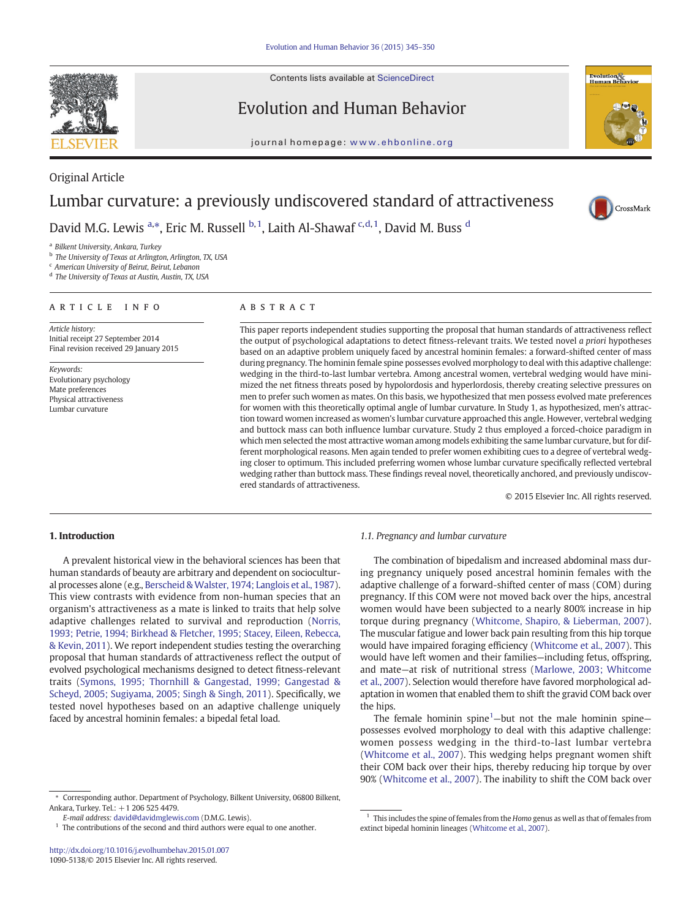Contents lists available at ScienceDirect

# Evolution and Human Behavior

journal homepage: www.ehbonline.org

Original Article

# Lumbar curvature: a previously undiscovered standard of attractiveness

David M.G. Lewis [a,*], Eric M. Russell [b,1], Laith Al-Shawaf [c,d,1], David M. Buss [d]

[a] Bilkent University, Ankara, Turkey
[b] The University of Texas at Arlington, Arlington, TX, USA
[c] American University of Beirut, Beirut, Lebanon
[d] The University of Texas at Austin, Austin, TX, USA

**ARTICLE INFO**

*Article history:*
Initial receipt 27 September 2014
Final revision received 29 January 2015

*Keywords:*
Evolutionary psychology
Mate preferences
Physical attractiveness
Lumbar curvature

**ABSTRACT**

This paper reports independent studies supporting the proposal that human standards of attractiveness reflect the output of psychological adaptations to detect fitness-relevant traits. We tested novel *a priori* hypotheses based on an adaptive problem uniquely faced by ancestral hominin females: a forward-shifted center of mass during pregnancy. The hominin female spine possesses evolved morphology to deal with this adaptive challenge: wedging in the third-to-last lumbar vertebra. Among ancestral women, vertebral wedging would have minimized the net fitness threats posed by hypolordosis and hyperlordosis, thereby creating selective pressures on men to prefer such women as mates. On this basis, we hypothesized that men possess evolved mate preferences for women with this theoretically optimal angle of lumbar curvature. In Study 1, as hypothesized, men's attraction toward women increased as women's lumbar curvature approached this angle. However, vertebral wedging and buttock mass can both influence lumbar curvature. Study 2 thus employed a forced-choice paradigm in which men selected the most attractive woman among models exhibiting the same lumbar curvature, but for different morphological reasons. Men again tended to prefer women exhibiting cues to a degree of vertebral wedging closer to optimum. This included preferring women whose lumbar curvature specifically reflected vertebral wedging rather than buttock mass. These findings reveal novel, theoretically anchored, and previously undiscovered standards of attractiveness.

© 2015 Elsevier Inc. All rights reserved.

## 1. Introduction

A prevalent historical view in the behavioral sciences has been that human standards of beauty are arbitrary and dependent on sociocultural processes alone (e.g., Berscheid & Walster, 1974; Langlois et al., 1987). This view contrasts with evidence from non-human species that an organism's attractiveness as a mate is linked to traits that help solve adaptive challenges related to survival and reproduction (Norris, 1993; Petrie, 1994; Birkhead & Fletcher, 1995; Stacey, Eileen, Rebecca, & Kevin, 2011). We report independent studies testing the overarching proposal that human standards of attractiveness reflect the output of evolved psychological mechanisms designed to detect fitness-relevant traits (Symons, 1995; Thornhill & Gangestad, 1999; Gangestad & Scheyd, 2005; Sugiyama, 2005; Singh & Singh, 2011). Specifically, we tested novel hypotheses based on an adaptive challenge uniquely faced by ancestral hominin females: a bipedal fetal load.

### 1.1. Pregnancy and lumbar curvature

The combination of bipedalism and increased abdominal mass during pregnancy uniquely posed ancestral hominin females with the adaptive challenge of a forward-shifted center of mass (COM) during pregnancy. If this COM were not moved back over the hips, ancestral women would have been subjected to a nearly 800% increase in hip torque during pregnancy (Whitcome, Shapiro, & Lieberman, 2007). The muscular fatigue and lower back pain resulting from this hip torque would have impaired foraging efficiency (Whitcome et al., 2007). This would have left women and their families—including fetus, offspring, and mate—at risk of nutritional stress (Marlowe, 2003; Whitcome et al., 2007). Selection would therefore have favored morphological adaptation in women that enabled them to shift the gravid COM back over the hips.

The female hominin spine[1]—but not the male hominin spine—possesses evolved morphology to deal with this adaptive challenge: women possess wedging in the third-to-last lumbar vertebra (Whitcome et al., 2007). This wedging helps pregnant women shift their COM back over their hips, thereby reducing hip torque by over 90% (Whitcome et al., 2007). The inability to shift the COM back over

* Corresponding author. Department of Psychology, Bilkent University, 06800 Bilkent, Ankara, Turkey. Tel.: +1 206 525 4479.
E-mail address: david@davidmglewis.com (D.M.G. Lewis).
[1] The contributions of the second and third authors were equal to one another.

[1] This includes the spine of females from the *Homo* genus as well as that of females from extinct bipedal hominin lineages (Whitcome et al., 2007).

http://dx.doi.org/10.1016/j.evolhumbehav.2015.01.007
1090-5138/© 2015 Elsevier Inc. All rights reserved.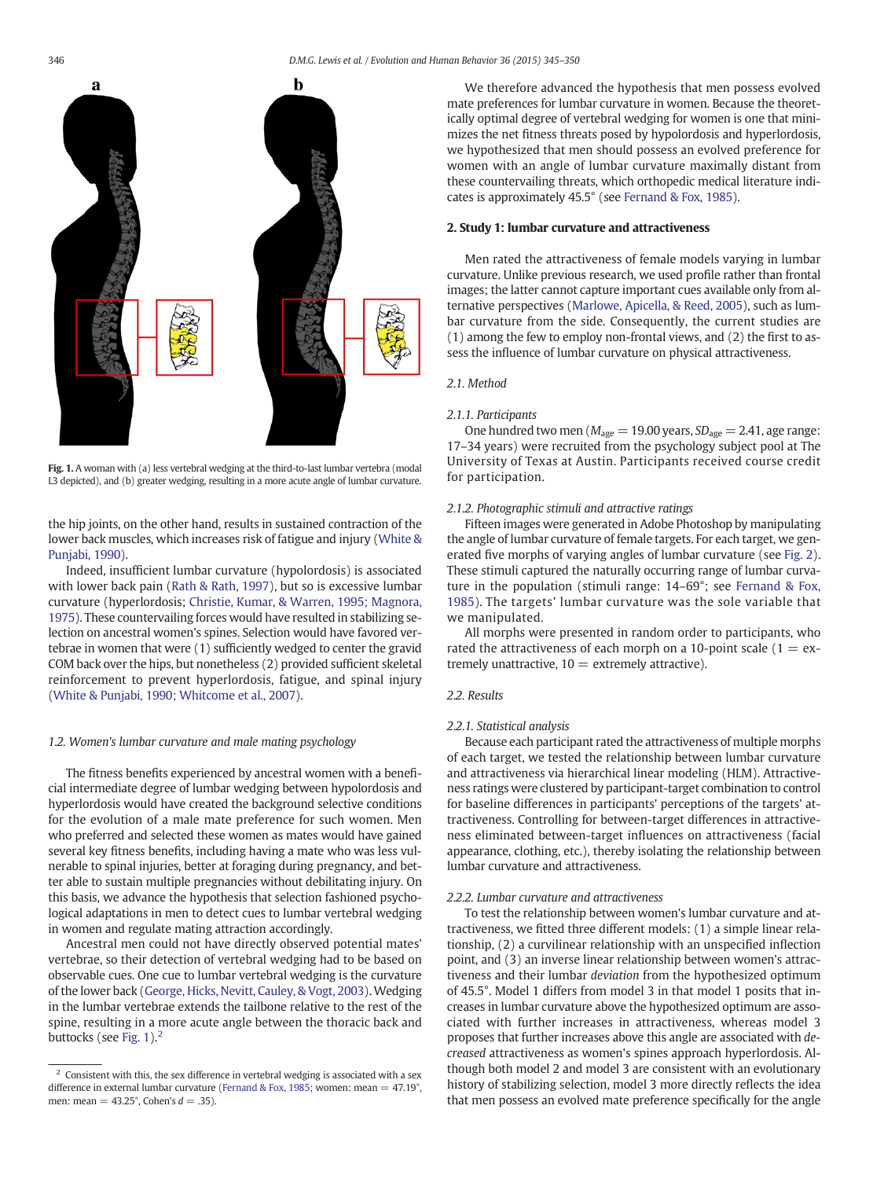Fig. 1. A woman with (a) less vertebral wedging at the third-to-last lumbar vertebra (modal L3 depicted), and (b) greater wedging, resulting in a more acute angle of lumbar curvature.

the hip joints, on the other hand, results in sustained contraction of the lower back muscles, which increases risk of fatigue and injury (White & Punjabi, 1990).

Indeed, insufficient lumbar curvature (hypolordosis) is associated with lower back pain (Rath & Rath, 1997), but so is excessive lumbar curvature (hyperlordosis; Christie, Kumar, & Warren, 1995; Magnora, 1975). These countervailing forces would have resulted in stabilizing selection on ancestral women's spines. Selection would have favored vertebrae in women that were (1) sufficiently wedged to center the gravid COM back over the hips, but nonetheless (2) provided sufficient skeletal reinforcement to prevent hyperlordosis, fatigue, and spinal injury (White & Punjabi, 1990; Whitcome et al., 2007).

### 1.2. Women's lumbar curvature and male mating psychology

The fitness benefits experienced by ancestral women with a beneficial intermediate degree of lumbar wedging between hypolordosis and hyperlordosis would have created the background selective conditions for the evolution of a male mate preference for such women. Men who preferred and selected these women as mates would have gained several key fitness benefits, including having a mate who was less vulnerable to spinal injuries, better at foraging during pregnancy, and better able to sustain multiple pregnancies without debilitating injury. On this basis, we advance the hypothesis that selection fashioned psychological adaptations in men to detect cues to lumbar vertebral wedging in women and regulate mating attraction accordingly.

Ancestral men could not have directly observed potential mates' vertebrae, so their detection of vertebral wedging had to be based on observable cues. One cue to lumbar vertebral wedging is the curvature of the lower back (George, Hicks, Nevitt, Cauley, & Vogt, 2003). Wedging in the lumbar vertebrae extends the tailbone relative to the rest of the spine, resulting in a more acute angle between the thoracic back and buttocks (see Fig. 1).[2]

We therefore advanced the hypothesis that men possess evolved mate preferences for lumbar curvature in women. Because the theoretically optimal degree of vertebral wedging for women is one that minimizes the net fitness threats posed by hypolordosis and hyperlordosis, we hypothesized that men should possess an evolved preference for women with an angle of lumbar curvature maximally distant from these countervailing threats, which orthopedic medical literature indicates is approximately 45.5° (see Fernand & Fox, 1985).

## 2. Study 1: lumbar curvature and attractiveness

Men rated the attractiveness of female models varying in lumbar curvature. Unlike previous research, we used profile rather than frontal images; the latter cannot capture important cues available only from alternative perspectives (Marlowe, Apicella, & Reed, 2005), such as lumbar curvature from the side. Consequently, the current studies are (1) among the few to employ non-frontal views, and (2) the first to assess the influence of lumbar curvature on physical attractiveness.

### 2.1. Method

#### 2.1.1. Participants

One hundred two men ($M_{age} = 19.00$ years, $SD_{age} = 2.41$, age range: 17–34 years) were recruited from the psychology subject pool at The University of Texas at Austin. Participants received course credit for participation.

#### 2.1.2. Photographic stimuli and attractive ratings

Fifteen images were generated in Adobe Photoshop by manipulating the angle of lumbar curvature of female targets. For each target, we generated five morphs of varying angles of lumbar curvature (see Fig. 2). These stimuli captured the naturally occurring range of lumbar curvature in the population (stimuli range: 14–69°; see Fernand & Fox, 1985). The targets' lumbar curvature was the sole variable that we manipulated.

All morphs were presented in random order to participants, who rated the attractiveness of each morph on a 10-point scale (1 = extremely unattractive, 10 = extremely attractive).

### 2.2. Results

#### 2.2.1. Statistical analysis

Because each participant rated the attractiveness of multiple morphs of each target, we tested the relationship between lumbar curvature and attractiveness via hierarchical linear modeling (HLM). Attractiveness ratings were clustered by participant-target combination to control for baseline differences in participants' perceptions of the targets' attractiveness. Controlling for between-target differences in attractiveness eliminated between-target influences on attractiveness (facial appearance, clothing, etc.), thereby isolating the relationship between lumbar curvature and attractiveness.

#### 2.2.2. Lumbar curvature and attractiveness

To test the relationship between women's lumbar curvature and attractiveness, we fitted three different models: (1) a simple linear relationship, (2) a curvilinear relationship with an unspecified inflection point, and (3) an inverse linear relationship between women's attractiveness and their lumbar *deviation* from the hypothesized optimum of 45.5°. Model 1 differs from model 3 in that model 1 posits that increases in lumbar curvature above the hypothesized optimum are associated with further increases in attractiveness, whereas model 3 proposes that further increases above this angle are associated with *decreased* attractiveness as women's spines approach hyperlordosis. Although both model 2 and model 3 are consistent with an evolutionary history of stabilizing selection, model 3 more directly reflects the idea that men possess an evolved mate preference specifically for the angle

[2] Consistent with this, the sex difference in vertebral wedging is associated with a sex difference in external lumbar curvature (Fernand & Fox, 1985; women: mean = 47.19°, men: mean = 43.25°, Cohen's $d = .35$).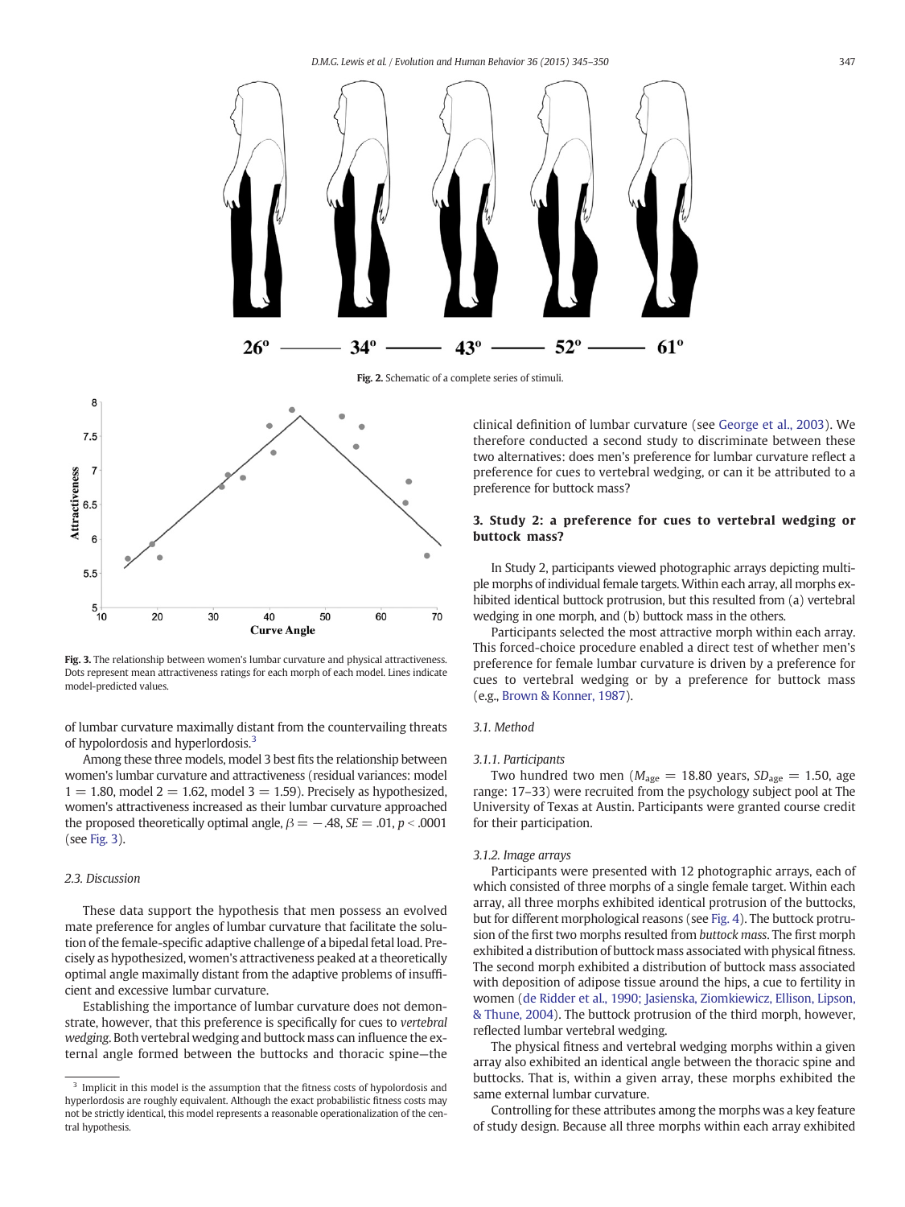Fig. 2. Schematic of a complete series of stimuli.

Fig. 3. The relationship between women's lumbar curvature and physical attractiveness. Dots represent mean attractiveness ratings for each morph of each model. Lines indicate model-predicted values.

of lumbar curvature maximally distant from the countervailing threats of hypolordosis and hyperlordosis.[3]

Among these three models, model 3 best fits the relationship between women's lumbar curvature and attractiveness (residual variances: model 1 = 1.80, model 2 = 1.62, model 3 = 1.59). Precisely as hypothesized, women's attractiveness increased as their lumbar curvature approached the proposed theoretically optimal angle, $\beta = -.48$, $SE = .01$, $p < .0001$ (see Fig. 3).

### 2.3. Discussion

These data support the hypothesis that men possess an evolved mate preference for angles of lumbar curvature that facilitate the solution of the female-specific adaptive challenge of a bipedal fetal load. Precisely as hypothesized, women's attractiveness peaked at a theoretically optimal angle maximally distant from the adaptive problems of insufficient and excessive lumbar curvature.

Establishing the importance of lumbar curvature does not demonstrate, however, that this preference is specifically for cues to *vertebral wedging*. Both vertebral wedging and buttock mass can influence the external angle formed between the buttocks and thoracic spine—the clinical definition of lumbar curvature (see George et al., 2003). We therefore conducted a second study to discriminate between these two alternatives: does men's preference for lumbar curvature reflect a preference for cues to vertebral wedging, or can it be attributed to a preference for buttock mass?

## 3. Study 2: a preference for cues to vertebral wedging or buttock mass?

In Study 2, participants viewed photographic arrays depicting multiple morphs of individual female targets. Within each array, all morphs exhibited identical buttock protrusion, but this resulted from (a) vertebral wedging in one morph, and (b) buttock mass in the others.

Participants selected the most attractive morph within each array. This forced-choice procedure enabled a direct test of whether men's preference for female lumbar curvature is driven by a preference for cues to vertebral wedging or by a preference for buttock mass (e.g., Brown & Konner, 1987).

### 3.1. Method

#### 3.1.1. Participants

Two hundred two men ($M_{age} = 18.80$ years, $SD_{age} = 1.50$, age range: 17–33) were recruited from the psychology subject pool at The University of Texas at Austin. Participants were granted course credit for their participation.

#### 3.1.2. Image arrays

Participants were presented with 12 photographic arrays, each of which consisted of three morphs of a single female target. Within each array, all three morphs exhibited identical protrusion of the buttocks, but for different morphological reasons (see Fig. 4). The buttock protrusion of the first two morphs resulted from *buttock mass*. The first morph exhibited a distribution of buttock mass associated with physical fitness. The second morph exhibited a distribution of buttock mass associated with deposition of adipose tissue around the hips, a cue to fertility in women (de Ridder et al., 1990; Jasienska, Ziomkiewicz, Ellison, Lipson, & Thune, 2004). The buttock protrusion of the third morph, however, reflected lumbar vertebral wedging.

The physical fitness and vertebral wedging morphs within a given array also exhibited an identical angle between the thoracic spine and buttocks. That is, within a given array, these morphs exhibited the same external lumbar curvature.

Controlling for these attributes among the morphs was a key feature of study design. Because all three morphs within each array exhibited

[3] Implicit in this model is the assumption that the fitness costs of hypolordosis and hyperlordosis are roughly equivalent. Although the exact probabilistic fitness costs may not be strictly identical, this model represents a reasonable operationalization of the central hypothesis.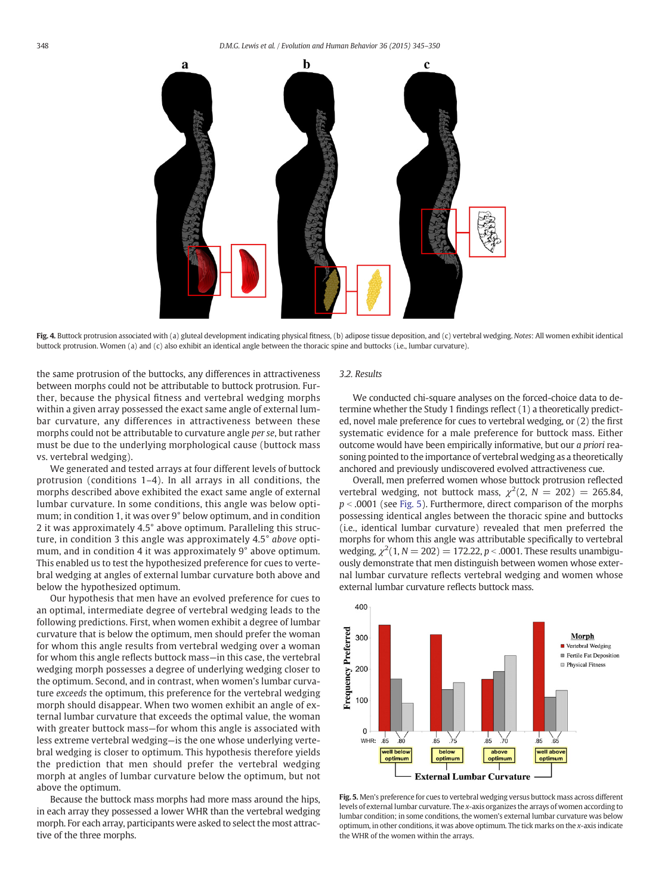Fig. 4. Buttock protrusion associated with (a) gluteal development indicating physical fitness, (b) adipose tissue deposition, and (c) vertebral wedging. *Notes*: All women exhibit identical buttock protrusion. Women (a) and (c) also exhibit an identical angle between the thoracic spine and buttocks (i.e., lumbar curvature).

the same protrusion of the buttocks, any differences in attractiveness between morphs could not be attributable to buttock protrusion. Further, because the physical fitness and vertebral wedging morphs within a given array possessed the exact same angle of external lumbar curvature, any differences in attractiveness between these morphs could not be attributable to curvature angle *per se*, but rather must be due to the underlying morphological cause (buttock mass vs. vertebral wedging).

We generated and tested arrays at four different levels of buttock protrusion (conditions 1–4). In all arrays in all conditions, the morphs described above exhibited the exact same angle of external lumbar curvature. In some conditions, this angle was below optimum; in condition 1, it was over 9° below optimum, and in condition 2 it was approximately 4.5° above optimum. Paralleling this structure, in condition 3 this angle was approximately 4.5° *above* optimum, and in condition 4 it was approximately 9° above optimum. This enabled us to test the hypothesized preference for cues to vertebral wedging at angles of external lumbar curvature both above and below the hypothesized optimum.

Our hypothesis that men have an evolved preference for cues to an optimal, intermediate degree of vertebral wedging leads to the following predictions. First, when women exhibit a degree of lumbar curvature that is below the optimum, men should prefer the woman for whom this angle results from vertebral wedging over a woman for whom this angle reflects buttock mass—in this case, the vertebral wedging morph possesses a degree of underlying wedging closer to the optimum. Second, and in contrast, when women's lumbar curvature *exceeds* the optimum, this preference for the vertebral wedging morph should disappear. When two women exhibit an angle of external lumbar curvature that exceeds the optimal value, the woman with greater buttock mass—for whom this angle is associated with less extreme vertebral wedging—is the one whose underlying vertebral wedging is closer to optimum. This hypothesis therefore yields the prediction that men should prefer the vertebral wedging morph at angles of lumbar curvature below the optimum, but not above the optimum.

Because the buttock mass morphs had more mass around the hips, in each array they possessed a lower WHR than the vertebral wedging morph. For each array, participants were asked to select the most attractive of the three morphs.

### 3.2. Results

We conducted chi-square analyses on the forced-choice data to determine whether the Study 1 findings reflect (1) a theoretically predicted, novel male preference for cues to vertebral wedging, or (2) the first systematic evidence for a male preference for buttock mass. Either outcome would have been empirically informative, but our *a priori* reasoning pointed to the importance of vertebral wedging as a theoretically anchored and previously undiscovered evolved attractiveness cue.

Overall, men preferred women whose buttock protrusion reflected vertebral wedging, not buttock mass, $\chi^2(2, N = 202) = 265.84$, $p < .0001$ (see Fig. 5). Furthermore, direct comparison of the morphs possessing identical angles between the thoracic spine and buttocks (i.e., identical lumbar curvature) revealed that men preferred the morphs for whom this angle was attributable specifically to vertebral wedging, $\chi^2(1, N = 202) = 172.22$, $p < .0001$. These results unambiguously demonstrate that men distinguish between women whose external lumbar curvature reflects vertebral wedging and women whose external lumbar curvature reflects buttock mass.

Fig. 5. Men's preference for cues to vertebral wedging versus buttock mass across different levels of external lumbar curvature. The *x*-axis organizes the arrays of women according to lumbar condition; in some conditions, the women's external lumbar curvature was below optimum, in other conditions, it was above optimum. The tick marks on the *x*-axis indicate the WHR of the women within the arrays.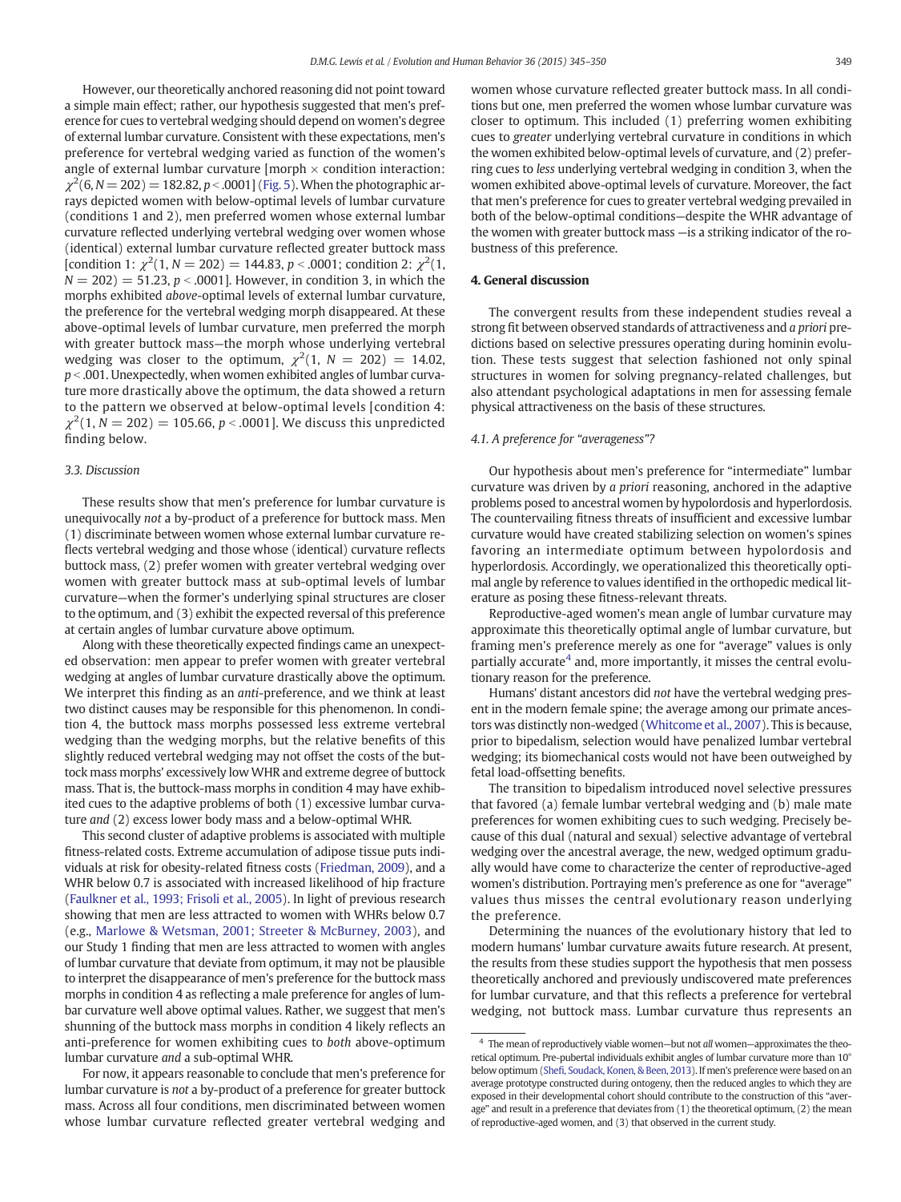However, our theoretically anchored reasoning did not point toward a simple main effect; rather, our hypothesis suggested that men's preference for cues to vertebral wedging should depend on women's degree of external lumbar curvature. Consistent with these expectations, men's preference for vertebral wedging varied as function of the women's angle of external lumbar curvature [morph × condition interaction: $\chi^2(6, N = 202) = 182.82, p < .0001$] (Fig. 5). When the photographic arrays depicted women with below-optimal levels of lumbar curvature (conditions 1 and 2), men preferred women whose external lumbar curvature reflected underlying vertebral wedging over women whose (identical) external lumbar curvature reflected greater buttock mass [condition 1: $\chi^2(1, N = 202) = 144.83, p < .0001$; condition 2: $\chi^2(1, N = 202) = 51.23, p < .0001$]. However, in condition 3, in which the morphs exhibited *above*-optimal levels of external lumbar curvature, the preference for the vertebral wedging morph disappeared. At these above-optimal levels of lumbar curvature, men preferred the morph with greater buttock mass—the morph whose underlying vertebral wedging was closer to the optimum, $\chi^2(1, N = 202) = 14.02, p < .001$. Unexpectedly, when women exhibited angles of lumbar curvature more drastically above the optimum, the data showed a return to the pattern we observed at below-optimal levels [condition 4: $\chi^2(1, N = 202) = 105.66, p < .0001$]. We discuss this unpredicted finding below.

### 3.3. Discussion

These results show that men's preference for lumbar curvature is unequivocally *not* a by-product of a preference for buttock mass. Men (1) discriminate between women whose external lumbar curvature reflects vertebral wedging and those whose (identical) curvature reflects buttock mass, (2) prefer women with greater vertebral wedging over women with greater buttock mass at sub-optimal levels of lumbar curvature—when the former's underlying spinal structures are closer to the optimum, and (3) exhibit the expected reversal of this preference at certain angles of lumbar curvature above optimum.

Along with these theoretically expected findings came an unexpected observation: men appear to prefer women with greater vertebral wedging at angles of lumbar curvature drastically above the optimum. We interpret this finding as an *anti*-preference, and we think at least two distinct causes may be responsible for this phenomenon. In condition 4, the buttock mass morphs possessed less extreme vertebral wedging than the wedging morphs, but the relative benefits of this slightly reduced vertebral wedging may not offset the costs of the buttock mass morphs' excessively low WHR and extreme degree of buttock mass. That is, the buttock-mass morphs in condition 4 may have exhibited cues to the adaptive problems of both (1) excessive lumbar curvature *and* (2) excess lower body mass and a below-optimal WHR.

This second cluster of adaptive problems is associated with multiple fitness-related costs. Extreme accumulation of adipose tissue puts individuals at risk for obesity-related fitness costs (Friedman, 2009), and a WHR below 0.7 is associated with increased likelihood of hip fracture (Faulkner et al., 1993; Frisoli et al., 2005). In light of previous research showing that men are less attracted to women with WHRs below 0.7 (e.g., Marlowe & Wetsman, 2001; Streeter & McBurney, 2003), and our Study 1 finding that men are less attracted to women with angles of lumbar curvature that deviate from optimum, it may not be plausible to interpret the disappearance of men's preference for the buttock mass morphs in condition 4 as reflecting a male preference for angles of lumbar curvature well above optimal values. Rather, we suggest that men's shunning of the buttock mass morphs in condition 4 likely reflects an anti-preference for women exhibiting cues to *both* above-optimum lumbar curvature *and* a sub-optimal WHR.

For now, it appears reasonable to conclude that men's preference for lumbar curvature is *not* a by-product of a preference for greater buttock mass. Across all four conditions, men discriminated between women whose lumbar curvature reflected greater vertebral wedging and women whose curvature reflected greater buttock mass. In all conditions but one, men preferred the women whose lumbar curvature was closer to optimum. This included (1) preferring women exhibiting cues to *greater* underlying vertebral curvature in conditions in which the women exhibited below-optimal levels of curvature, and (2) preferring cues to *less* underlying vertebral wedging in condition 3, when the women exhibited above-optimal levels of curvature. Moreover, the fact that men's preference for cues to greater vertebral wedging prevailed in both of the below-optimal conditions—despite the WHR advantage of the women with greater buttock mass —is a striking indicator of the robustness of this preference.

## 4. General discussion

The convergent results from these independent studies reveal a strong fit between observed standards of attractiveness and *a priori* predictions based on selective pressures operating during hominin evolution. These tests suggest that selection fashioned not only spinal structures in women for solving pregnancy-related challenges, but also attendant psychological adaptations in men for assessing female physical attractiveness on the basis of these structures.

### 4.1. A preference for "averageness"?

Our hypothesis about men's preference for "intermediate" lumbar curvature was driven by *a priori* reasoning, anchored in the adaptive problems posed to ancestral women by hypolordosis and hyperlordosis. The countervailing fitness threats of insufficient and excessive lumbar curvature would have created stabilizing selection on women's spines favoring an intermediate optimum between hypolordosis and hyperlordosis. Accordingly, we operationalized this theoretically optimal angle by reference to values identified in the orthopedic medical literature as posing these fitness-relevant threats.

Reproductive-aged women's mean angle of lumbar curvature may approximate this theoretically optimal angle of lumbar curvature, but framing men's preference merely as one for "average" values is only partially accurate[4] and, more importantly, it misses the central evolutionary reason for the preference.

Humans' distant ancestors did *not* have the vertebral wedging present in the modern female spine; the average among our primate ancestors was distinctly non-wedged (Whitcome et al., 2007). This is because, prior to bipedalism, selection would have penalized lumbar vertebral wedging; its biomechanical costs would not have been outweighed by fetal load-offsetting benefits.

The transition to bipedalism introduced novel selective pressures that favored (a) female lumbar vertebral wedging and (b) male mate preferences for women exhibiting cues to such wedging. Precisely because of this dual (natural and sexual) selective advantage of vertebral wedging over the ancestral average, the new, wedged optimum gradually would have come to characterize the center of reproductive-aged women's distribution. Portraying men's preference as one for "average" values thus misses the central evolutionary reason underlying the preference.

Determining the nuances of the evolutionary history that led to modern humans' lumbar curvature awaits future research. At present, the results from these studies support the hypothesis that men possess theoretically anchored and previously undiscovered mate preferences for lumbar curvature, and that this reflects a preference for vertebral wedging, not buttock mass. Lumbar curvature thus represents an

[4] The mean of reproductively viable women—but not *all* women—approximates the theoretical optimum. Pre-pubertal individuals exhibit angles of lumbar curvature more than 10° below optimum (Shefi, Soudack, Konen, & Been, 2013). If men's preference were based on an average prototype constructed during ontogeny, then the reduced angles to which they are exposed in their developmental cohort should contribute to the construction of this "average" and result in a preference that deviates from (1) the theoretical optimum, (2) the mean of reproductive-aged women, and (3) that observed in the current study.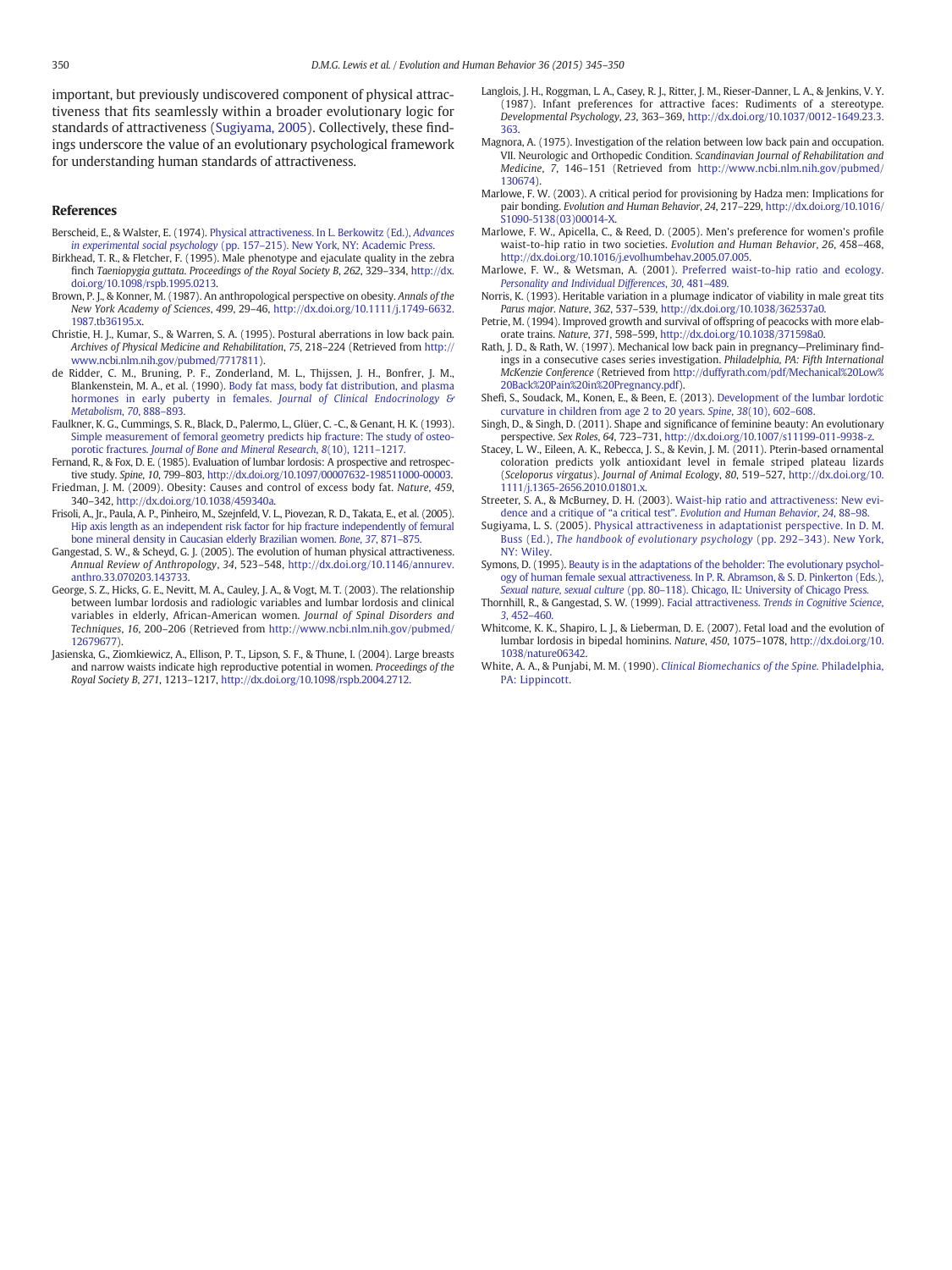important, but previously undiscovered component of physical attractiveness that fits seamlessly within a broader evolutionary logic for standards of attractiveness (Sugiyama, 2005). Collectively, these findings underscore the value of an evolutionary psychological framework for understanding human standards of attractiveness.

## References

Berscheid, E., & Walster, E. (1974). Physical attractiveness. In L. Berkowitz (Ed.), *Advances in experimental social psychology* (pp. 157–215). New York, NY: Academic Press.

Birkhead, T. R., & Fletcher, F. (1995). Male phenotype and ejaculate quality in the zebra finch *Taeniopygia guttata*. *Proceedings of the Royal Society B*, *262*, 329–334, http://dx.doi.org/10.1098/rspb.1995.0213.

Brown, P. J., & Konner, M. (1987). An anthropological perspective on obesity. *Annals of the New York Academy of Sciences*, *499*, 29–46, http://dx.doi.org/10.1111/j.1749-6632.1987.tb36195.x.

Christie, H. J., Kumar, S., & Warren, S. A. (1995). Postural aberrations in low back pain. *Archives of Physical Medicine and Rehabilitation*, *75*, 218–224 (Retrieved from http://www.ncbi.nlm.nih.gov/pubmed/7717811).

de Ridder, C. M., Bruning, P. F., Zonderland, M. L., Thijssen, J. H., Bonfrer, J. M., Blankenstein, M. A., et al. (1990). Body fat mass, body fat distribution, and plasma hormones in early puberty in females. *Journal of Clinical Endocrinology & Metabolism*, *70*, 888–893.

Faulkner, K. G., Cummings, S. R., Black, D., Palermo, L., Glüer, C. -C., & Genant, H. K. (1993). Simple measurement of femoral geometry predicts hip fracture: The study of osteoporotic fractures. *Journal of Bone and Mineral Research*, *8*(10), 1211–1217.

Fernand, R., & Fox, D. E. (1985). Evaluation of lumbar lordosis: A prospective and retrospective study. *Spine*, *10*, 799–803, http://dx.doi.org/10.1097/00007632-198511000-00003.

Friedman, J. M. (2009). Obesity: Causes and control of excess body fat. *Nature*, *459*, 340–342, http://dx.doi.org/10.1038/459340a.

Frisoli, A., Jr., Paula, A. P., Pinheiro, M., Szejnfeld, V. L., Piovezan, R. D., Takata, E., et al. (2005). Hip axis length as an independent risk factor for hip fracture independently of femural bone mineral density in Caucasian elderly Brazilian women. *Bone*, *37*, 871–875.

Gangestad, S. W., & Scheyd, G. J. (2005). The evolution of human physical attractiveness. *Annual Review of Anthropology*, *34*, 523–548, http://dx.doi.org/10.1146/annurev.anthro.33.070203.143733.

George, S. Z., Hicks, G. E., Nevitt, M. A., Cauley, J. A., & Vogt, M. T. (2003). The relationship between lumbar lordosis and radiologic variables and lumbar lordosis and clinical variables in elderly, African-American women. *Journal of Spinal Disorders and Techniques*, *16*, 200–206 (Retrieved from http://www.ncbi.nlm.nih.gov/pubmed/12679677).

Jasienska, G., Ziomkiewicz, A., Ellison, P. T., Lipson, S. F., & Thune, I. (2004). Large breasts and narrow waists indicate high reproductive potential in women. *Proceedings of the Royal Society B*, *271*, 1213–1217, http://dx.doi.org/10.1098/rspb.2004.2712.

Langlois, J. H., Roggman, L. A., Casey, R. J., Ritter, J. M., Rieser-Danner, L. A., & Jenkins, V. Y. (1987). Infant preferences for attractive faces: Rudiments of a stereotype. *Developmental Psychology*, *23*, 363–369, http://dx.doi.org/10.1037/0012-1649.23.3.363.

Magnora, A. (1975). Investigation of the relation between low back pain and occupation. VII. Neurologic and Orthopedic Condition. *Scandinavian Journal of Rehabilitation and Medicine*, *7*, 146–151 (Retrieved from http://www.ncbi.nlm.nih.gov/pubmed/130674).

Marlowe, F. W. (2003). A critical period for provisioning by Hadza men: Implications for pair bonding. *Evolution and Human Behavior*, *24*, 217–229, http://dx.doi.org/10.1016/S1090-5138(03)00014-X.

Marlowe, F. W., Apicella, C., & Reed, D. (2005). Men's preference for women's profile waist-to-hip ratio in two societies. *Evolution and Human Behavior*, *26*, 458–468, http://dx.doi.org/10.1016/j.evolhumbehav.2005.07.005.

Marlowe, F. W., & Wetsman, A. (2001). Preferred waist-to-hip ratio and ecology. *Personality and Individual Differences*, *30*, 481–489.

Norris, K. (1993). Heritable variation in a plumage indicator of viability in male great tits *Parus major*. *Nature*, *362*, 537–539, http://dx.doi.org/10.1038/362537a0.

Petrie, M. (1994). Improved growth and survival of offspring of peacocks with more elaborate trains. *Nature*, *371*, 598–599, http://dx.doi.org/10.1038/371598a0.

Rath, J. D., & Rath, W. (1997). Mechanical low back pain in pregnancy—Preliminary findings in a consecutive cases series investigation. *Philadelphia, PA: Fifth International McKenzie Conference* (Retrieved from http://duffyrath.com/pdf/Mechanical%20Low%20Back%20Pain%20in%20Pregnancy.pdf).

Shefi, S., Soudack, M., Konen, E., & Been, E. (2013). Development of the lumbar lordotic curvature in children from age 2 to 20 years. *Spine*, *38*(10), 602–608.

Singh, D., & Singh, D. (2011). Shape and significance of feminine beauty: An evolutionary perspective. *Sex Roles*, *64*, 723–731, http://dx.doi.org/10.1007/s11199-011-9938-z.

Stacey, L. W., Eileen, A. K., Rebecca, J. S., & Kevin, J. M. (2011). Pterin-based ornamental coloration predicts yolk antioxidant level in female striped plateau lizards (*Sceloporus virgatus*). *Journal of Animal Ecology*, *80*, 519–527, http://dx.doi.org/10.1111/j.1365-2656.2010.01801.x.

Streeter, S. A., & McBurney, D. H. (2003). Waist-hip ratio and attractiveness: New evidence and a critique of "a critical test". *Evolution and Human Behavior*, *24*, 88–98.

Sugiyama, L. S. (2005). Physical attractiveness in adaptationist perspective. In D. M. Buss (Ed.), *The handbook of evolutionary psychology* (pp. 292–343). New York, NY: Wiley.

Symons, D. (1995). Beauty is in the adaptations of the beholder: The evolutionary psychology of human female sexual attractiveness. In P. R. Abramson, & S. D. Pinkerton (Eds.), *Sexual nature, sexual culture* (pp. 80–118). Chicago, IL: University of Chicago Press.

Thornhill, R., & Gangestad, S. W. (1999). Facial attractiveness. *Trends in Cognitive Science*, *3*, 452–460.

Whitcome, K. K., Shapiro, L. J., & Lieberman, D. E. (2007). Fetal load and the evolution of lumbar lordosis in bipedal hominins. *Nature*, *450*, 1075–1078, http://dx.doi.org/10.1038/nature06342.

White, A. A., & Punjabi, M. M. (1990). *Clinical Biomechanics of the Spine*. Philadelphia, PA: Lippincott.